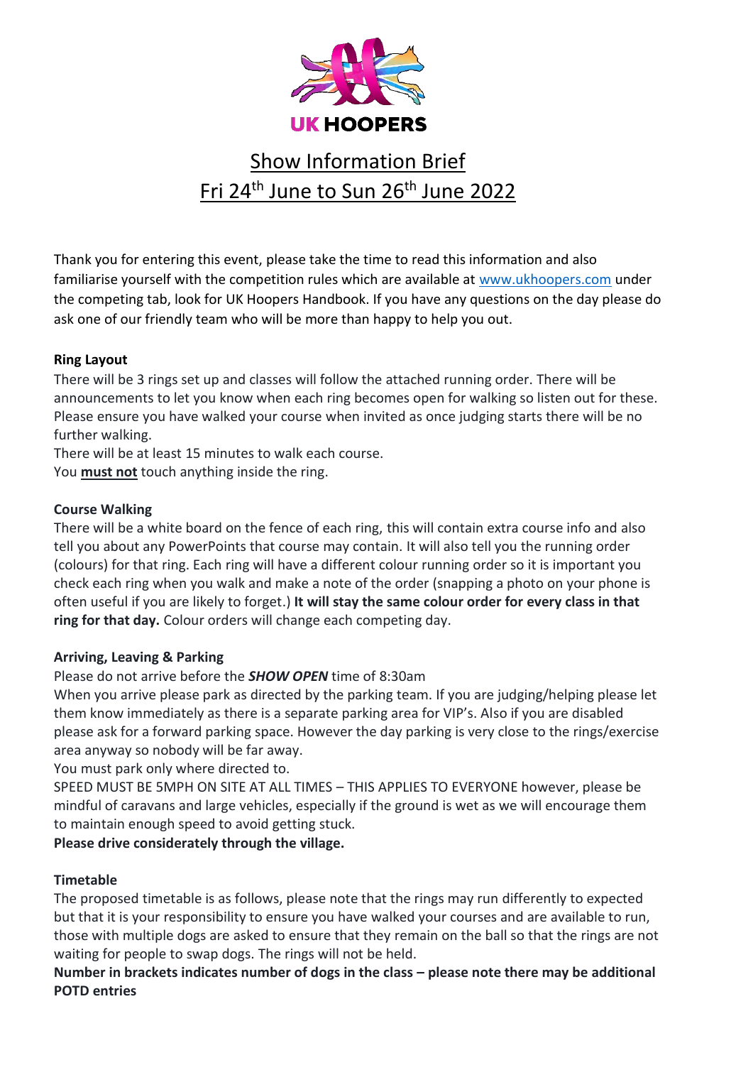UK HOOPERS

# Show Information Brief
# Fri 24th June to Sun 26th June 2022

Thank you for entering this event, please take the time to read this information and also familiarise yourself with the competition rules which are available at www.ukhoopers.com under the competing tab, look for UK Hoopers Handbook. If you have any questions on the day please do ask one of our friendly team who will be more than happy to help you out.

**Ring Layout**

There will be 3 rings set up and classes will follow the attached running order. There will be announcements to let you know when each ring becomes open for walking so listen out for these. Please ensure you have walked your course when invited as once judging starts there will be no further walking.

There will be at least 15 minutes to walk each course.

You **must not** touch anything inside the ring.

**Course Walking**

There will be a white board on the fence of each ring, this will contain extra course info and also tell you about any PowerPoints that course may contain. It will also tell you the running order (colours) for that ring. Each ring will have a different colour running order so it is important you check each ring when you walk and make a note of the order (snapping a photo on your phone is often useful if you are likely to forget.) **It will stay the same colour order for every class in that ring for that day.** Colour orders will change each competing day.

**Arriving, Leaving & Parking**

Please do not arrive before the ***SHOW OPEN*** time of 8:30am

When you arrive please park as directed by the parking team. If you are judging/helping please let them know immediately as there is a separate parking area for VIP's. Also if you are disabled please ask for a forward parking space. However the day parking is very close to the rings/exercise area anyway so nobody will be far away.

You must park only where directed to.

SPEED MUST BE 5MPH ON SITE AT ALL TIMES – THIS APPLIES TO EVERYONE however, please be mindful of caravans and large vehicles, especially if the ground is wet as we will encourage them to maintain enough speed to avoid getting stuck.

**Please drive considerately through the village.**

**Timetable**

The proposed timetable is as follows, please note that the rings may run differently to expected but that it is your responsibility to ensure you have walked your courses and are available to run, those with multiple dogs are asked to ensure that they remain on the ball so that the rings are not waiting for people to swap dogs. The rings will not be held.

**Number in brackets indicates number of dogs in the class – please note there may be additional POTD entries**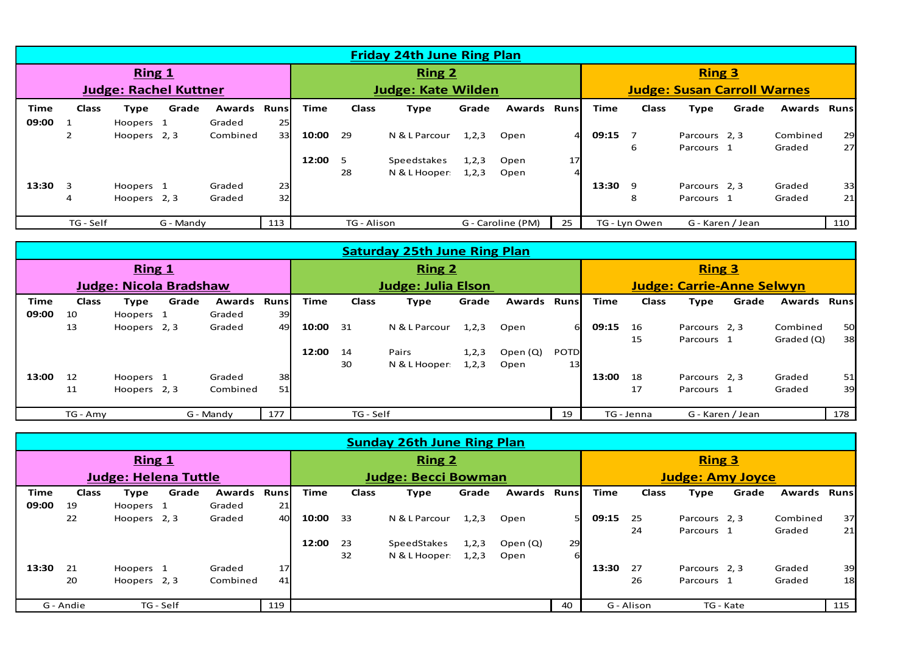## Friday 24th June Ring Plan

| Ring 1 | | | | | | Ring 2 | | | | | | Ring 3 | | | | | |
|---|---|---|---|---|---|---|---|---|---|---|---|---|---|---|---|---|---|
| **Judge: Rachel Kuttner** | | | | | | **Judge: Kate Wilden** | | | | | | **Judge: Susan Carroll Warnes** | | | | | |
| **Time** | **Class** | **Type** | **Grade** | **Awards** | **Runs** | **Time** | **Class** | **Type** | **Grade** | **Awards** | **Runs** | **Time** | **Class** | **Type** | **Grade** | **Awards** | **Runs** |
| 09:00 | 1 | Hoopers | 1 | Graded | 25 | | | | | | | | | | | | |
| | 2 | Hoopers | 2, 3 | Combined | 33 | 10:00 | 29 | N & L Parcour | 1,2,3 | Open | 4 | 09:15 | 7 | Parcours | 2, 3 | Combined | 29 |
| | | | | | | | | | | | | | 6 | Parcours | 1 | Graded | 27 |
| | | | | | | 12:00 | 5 | Speedstakes | 1,2,3 | Open | 17 | | | | | | |
| | | | | | | | 28 | N & L Hooper: | 1,2,3 | Open | 4 | | | | | | |
| 13:30 | 3 | Hoopers | 1 | Graded | 23 | | | | | | | 13:30 | 9 | Parcours | 2, 3 | Graded | 33 |
| | 4 | Hoopers | 2, 3 | Graded | 32 | | | | | | | | 8 | Parcours | 1 | Graded | 21 |
| TG - Self | | G - Mandy | | | 113 | TG - Alison | | | G - Caroline (PM) | | 25 | TG - Lyn Owen | | G - Karen / Jean | | | 110 |

## Saturday 25th June Ring Plan

| Ring 1 | | | | | | Ring 2 | | | | | | Ring 3 | | | | | |
|---|---|---|---|---|---|---|---|---|---|---|---|---|---|---|---|---|---|
| **Judge: Nicola Bradshaw** | | | | | | **Judge: Julia Elson** | | | | | | **Judge: Carrie-Anne Selwyn** | | | | | |
| **Time** | **Class** | **Type** | **Grade** | **Awards** | **Runs** | **Time** | **Class** | **Type** | **Grade** | **Awards** | **Runs** | **Time** | **Class** | **Type** | **Grade** | **Awards** | **Runs** |
| 09:00 | 10 | Hoopers | 1 | Graded | 39 | | | | | | | | | | | | |
| | 13 | Hoopers | 2, 3 | Graded | 49 | 10:00 | 31 | N & L Parcour | 1,2,3 | Open | 6 | 09:15 | 16 | Parcours | 2, 3 | Combined | 50 |
| | | | | | | | | | | | | | 15 | Parcours | 1 | Graded (Q) | 38 |
| | | | | | | 12:00 | 14 | Pairs | 1,2,3 | Open (Q) | POTD | | | | | | |
| | | | | | | | 30 | N & L Hooper: | 1,2,3 | Open | 13 | | | | | | |
| 13:00 | 12 | Hoopers | 1 | Graded | 38 | | | | | | | 13:00 | 18 | Parcours | 2, 3 | Graded | 51 |
| | 11 | Hoopers | 2, 3 | Combined | 51 | | | | | | | | 17 | Parcours | 1 | Graded | 39 |
| TG - Amy | | | G - Mandy | | 177 | TG - Self | | | | | 19 | TG - Jenna | | G - Karen / Jean | | | 178 |

## Sunday 26th June Ring Plan

| Ring 1 | | | | | | Ring 2 | | | | | | Ring 3 | | | | | |
|---|---|---|---|---|---|---|---|---|---|---|---|---|---|---|---|---|---|
| **Judge: Helena Tuttle** | | | | | | **Judge: Becci Bowman** | | | | | | **Judge: Amy Joyce** | | | | | |
| **Time** | **Class** | **Type** | **Grade** | **Awards** | **Runs** | **Time** | **Class** | **Type** | **Grade** | **Awards** | **Runs** | **Time** | **Class** | **Type** | **Grade** | **Awards** | **Runs** |
| 09:00 | 19 | Hoopers | 1 | Graded | 21 | | | | | | | | | | | | |
| | 22 | Hoopers | 2, 3 | Graded | 40 | 10:00 | 33 | N & L Parcour | 1,2,3 | Open | 5 | 09:15 | 25 | Parcours | 2, 3 | Combined | 37 |
| | | | | | | | | | | | | | 24 | Parcours | 1 | Graded | 21 |
| | | | | | | 12:00 | 23 | SpeedStakes | 1,2,3 | Open (Q) | 29 | | | | | | |
| | | | | | | | 32 | N & L Hooper: | 1,2,3 | Open | 6 | | | | | | |
| 13:30 | 21 | Hoopers | 1 | Graded | 17 | | | | | | | 13:30 | 27 | Parcours | 2, 3 | Graded | 39 |
| | 20 | Hoopers | 2, 3 | Combined | 41 | | | | | | | | 26 | Parcours | 1 | Graded | 18 |
| G - Andie | | TG - Self | | | 119 | | | | | | 40 | G - Alison | | TG - Kate | | | 115 |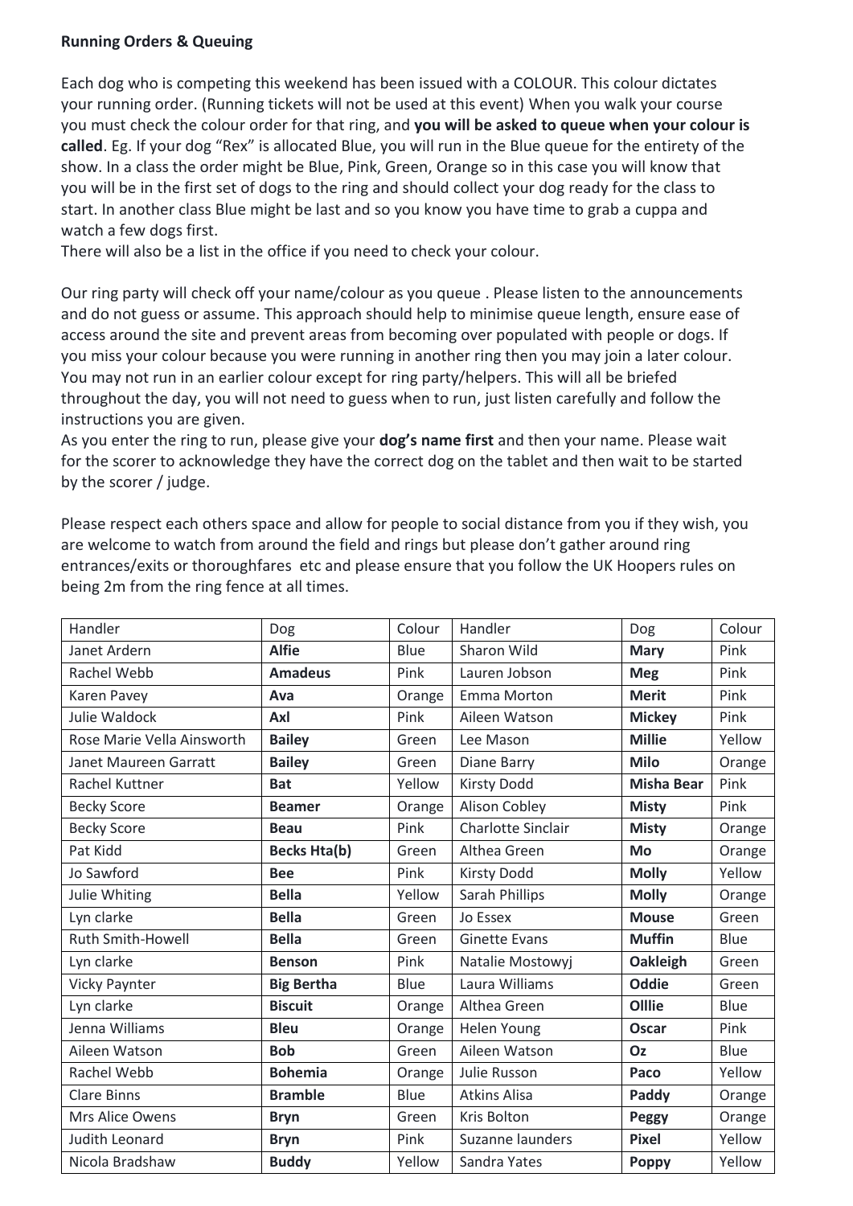**Running Orders & Queuing**

Each dog who is competing this weekend has been issued with a COLOUR. This colour dictates your running order. (Running tickets will not be used at this event) When you walk your course you must check the colour order for that ring, and **you will be asked to queue when your colour is called**. Eg. If your dog "Rex" is allocated Blue, you will run in the Blue queue for the entirety of the show. In a class the order might be Blue, Pink, Green, Orange so in this case you will know that you will be in the first set of dogs to the ring and should collect your dog ready for the class to start. In another class Blue might be last and so you know you have time to grab a cuppa and watch a few dogs first.
There will also be a list in the office if you need to check your colour.

Our ring party will check off your name/colour as you queue . Please listen to the announcements and do not guess or assume. This approach should help to minimise queue length, ensure ease of access around the site and prevent areas from becoming over populated with people or dogs. If you miss your colour because you were running in another ring then you may join a later colour. You may not run in an earlier colour except for ring party/helpers. This will all be briefed throughout the day, you will not need to guess when to run, just listen carefully and follow the instructions you are given.
As you enter the ring to run, please give your **dog's name first** and then your name. Please wait for the scorer to acknowledge they have the correct dog on the tablet and then wait to be started by the scorer / judge.

Please respect each others space and allow for people to social distance from you if they wish, you are welcome to watch from around the field and rings but please don't gather around ring entrances/exits or thoroughfares etc and please ensure that you follow the UK Hoopers rules on being 2m from the ring fence at all times.

| Handler | Dog | Colour | Handler | Dog | Colour |
|---|---|---|---|---|---|
| Janet Ardern | **Alfie** | Blue | Sharon Wild | **Mary** | Pink |
| Rachel Webb | **Amadeus** | Pink | Lauren Jobson | **Meg** | Pink |
| Karen Pavey | **Ava** | Orange | Emma Morton | **Merit** | Pink |
| Julie Waldock | **Axl** | Pink | Aileen Watson | **Mickey** | Pink |
| Rose Marie Vella Ainsworth | **Bailey** | Green | Lee Mason | **Millie** | Yellow |
| Janet Maureen Garratt | **Bailey** | Green | Diane Barry | **Milo** | Orange |
| Rachel Kuttner | **Bat** | Yellow | Kirsty Dodd | **Misha Bear** | Pink |
| Becky Score | **Beamer** | Orange | Alison Cobley | **Misty** | Pink |
| Becky Score | **Beau** | Pink | Charlotte Sinclair | **Misty** | Orange |
| Pat Kidd | **Becks Hta(b)** | Green | Althea Green | **Mo** | Orange |
| Jo Sawford | **Bee** | Pink | Kirsty Dodd | **Molly** | Yellow |
| Julie Whiting | **Bella** | Yellow | Sarah Phillips | **Molly** | Orange |
| Lyn clarke | **Bella** | Green | Jo Essex | **Mouse** | Green |
| Ruth Smith-Howell | **Bella** | Green | Ginette Evans | **Muffin** | Blue |
| Lyn clarke | **Benson** | Pink | Natalie Mostowyj | **Oakleigh** | Green |
| Vicky Paynter | **Big Bertha** | Blue | Laura Williams | **Oddie** | Green |
| Lyn clarke | **Biscuit** | Orange | Althea Green | **Olllie** | Blue |
| Jenna Williams | **Bleu** | Orange | Helen Young | **Oscar** | Pink |
| Aileen Watson | **Bob** | Green | Aileen Watson | **Oz** | Blue |
| Rachel Webb | **Bohemia** | Orange | Julie Russon | **Paco** | Yellow |
| Clare Binns | **Bramble** | Blue | Atkins Alisa | **Paddy** | Orange |
| Mrs Alice Owens | **Bryn** | Green | Kris Bolton | **Peggy** | Orange |
| Judith Leonard | **Bryn** | Pink | Suzanne launders | **Pixel** | Yellow |
| Nicola Bradshaw | **Buddy** | Yellow | Sandra Yates | **Poppy** | Yellow |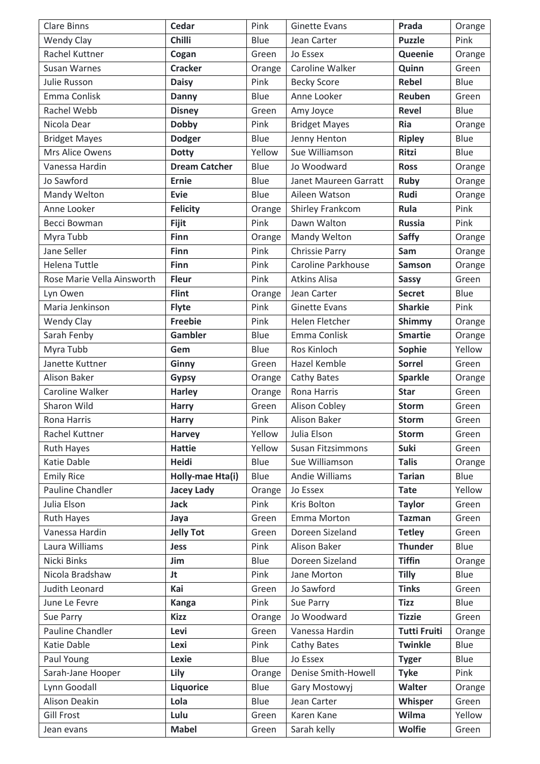| Clare Binns | **Cedar** | Pink | Ginette Evans | **Prada** | Orange |
|---|---|---|---|---|---|
| Wendy Clay | **Chilli** | Blue | Jean Carter | **Puzzle** | Pink |
| Rachel Kuttner | **Cogan** | Green | Jo Essex | **Queenie** | Orange |
| Susan Warnes | **Cracker** | Orange | Caroline Walker | **Quinn** | Green |
| Julie Russon | **Daisy** | Pink | Becky Score | **Rebel** | Blue |
| Emma Conlisk | **Danny** | Blue | Anne Looker | **Reuben** | Green |
| Rachel Webb | **Disney** | Green | Amy Joyce | **Revel** | Blue |
| Nicola Dear | **Dobby** | Pink | Bridget Mayes | **Ria** | Orange |
| Bridget Mayes | **Dodger** | Blue | Jenny Henton | **Ripley** | Blue |
| Mrs Alice Owens | **Dotty** | Yellow | Sue Williamson | **Ritzi** | Blue |
| Vanessa Hardin | **Dream Catcher** | Blue | Jo Woodward | **Ross** | Orange |
| Jo Sawford | **Ernie** | Blue | Janet Maureen Garratt | **Ruby** | Orange |
| Mandy Welton | **Evie** | Blue | Aileen Watson | **Rudi** | Orange |
| Anne Looker | **Felicity** | Orange | Shirley Frankcom | **Rula** | Pink |
| Becci Bowman | **Fijit** | Pink | Dawn Walton | **Russia** | Pink |
| Myra Tubb | **Finn** | Orange | Mandy Welton | **Saffy** | Orange |
| Jane Seller | **Finn** | Pink | Chrissie Parry | **Sam** | Orange |
| Helena Tuttle | **Finn** | Pink | Caroline Parkhouse | **Samson** | Orange |
| Rose Marie Vella Ainsworth | **Fleur** | Pink | Atkins Alisa | **Sassy** | Green |
| Lyn Owen | **Flint** | Orange | Jean Carter | **Secret** | Blue |
| Maria Jenkinson | **Flyte** | Pink | Ginette Evans | **Sharkie** | Pink |
| Wendy Clay | **Freebie** | Pink | Helen Fletcher | **Shimmy** | Orange |
| Sarah Fenby | **Gambler** | Blue | Emma Conlisk | **Smartie** | Orange |
| Myra Tubb | **Gem** | Blue | Ros Kinloch | **Sophie** | Yellow |
| Janette Kuttner | **Ginny** | Green | Hazel Kemble | **Sorrel** | Green |
| Alison Baker | **Gypsy** | Orange | Cathy Bates | **Sparkle** | Orange |
| Caroline Walker | **Harley** | Orange | Rona Harris | **Star** | Green |
| Sharon Wild | **Harry** | Green | Alison Cobley | **Storm** | Green |
| Rona Harris | **Harry** | Pink | Alison Baker | **Storm** | Green |
| Rachel Kuttner | **Harvey** | Yellow | Julia Elson | **Storm** | Green |
| Ruth Hayes | **Hattie** | Yellow | Susan Fitzsimmons | **Suki** | Green |
| Katie Dable | **Heidi** | Blue | Sue Williamson | **Talis** | Orange |
| Emily Rice | **Holly-mae Hta(i)** | Blue | Andie Williams | **Tarian** | Blue |
| Pauline Chandler | **Jacey Lady** | Orange | Jo Essex | **Tate** | Yellow |
| Julia Elson | **Jack** | Pink | Kris Bolton | **Taylor** | Green |
| Ruth Hayes | **Jaya** | Green | Emma Morton | **Tazman** | Green |
| Vanessa Hardin | **Jelly Tot** | Green | Doreen Sizeland | **Tetley** | Green |
| Laura Williams | **Jess** | Pink | Alison Baker | **Thunder** | Blue |
| Nicki Binks | **Jim** | Blue | Doreen Sizeland | **Tiffin** | Orange |
| Nicola Bradshaw | **Jt** | Pink | Jane Morton | **Tilly** | Blue |
| Judith Leonard | **Kai** | Green | Jo Sawford | **Tinks** | Green |
| June Le Fevre | **Kanga** | Pink | Sue Parry | **Tizz** | Blue |
| Sue Parry | **Kizz** | Orange | Jo Woodward | **Tizzie** | Green |
| Pauline Chandler | **Levi** | Green | Vanessa Hardin | **Tutti Fruiti** | Orange |
| Katie Dable | **Lexi** | Pink | Cathy Bates | **Twinkle** | Blue |
| Paul Young | **Lexie** | Blue | Jo Essex | **Tyger** | Blue |
| Sarah-Jane Hooper | **Lily** | Orange | Denise Smith-Howell | **Tyke** | Pink |
| Lynn Goodall | **Liquorice** | Blue | Gary Mostowyj | **Walter** | Orange |
| Alison Deakin | **Lola** | Blue | Jean Carter | **Whisper** | Green |
| Gill Frost | **Lulu** | Green | Karen Kane | **Wilma** | Yellow |
| Jean evans | **Mabel** | Green | Sarah kelly | **Wolfie** | Green |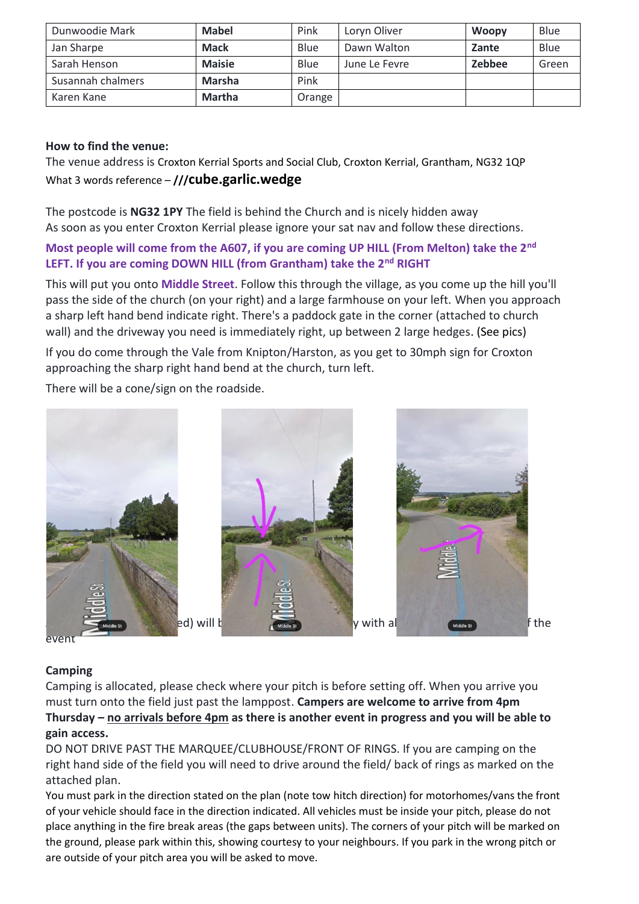| Dunwoodie Mark | **Mabel** | Pink | Loryn Oliver | **Woopy** | Blue |
|---|---|---|---|---|---|
| Jan Sharpe | **Mack** | Blue | Dawn Walton | **Zante** | Blue |
| Sarah Henson | **Maisie** | Blue | June Le Fevre | **Zebbee** | Green |
| Susannah chalmers | **Marsha** | Pink | | | |
| Karen Kane | **Martha** | Orange | | | |

**How to find the venue:**

The venue address is Croxton Kerrial Sports and Social Club, Croxton Kerrial, Grantham, NG32 1QP

What 3 words reference – **///cube.garlic.wedge**

The postcode is **NG32 1PY** The field is behind the Church and is nicely hidden away

As soon as you enter Croxton Kerrial please ignore your sat nav and follow these directions.

**Most people will come from the A607, if you are coming UP HILL (From Melton) take the 2nd LEFT. If you are coming DOWN HILL (from Grantham) take the 2nd RIGHT**

This will put you onto **Middle Street**. Follow this through the village, as you come up the hill you'll pass the side of the church (on your right) and a large farmhouse on your left. When you approach a sharp left hand bend indicate right. There's a paddock gate in the corner (attached to church wall) and the driveway you need is immediately right, up between 2 large hedges. (See pics)

If you do come through the Vale from Knipton/Harston, as you get to 30mph sign for Croxton approaching the sharp right hand bend at the church, turn left.

There will be a cone/sign on the roadside.

ed) will b y with al f the event

**Camping**

Camping is allocated, please check where your pitch is before setting off. When you arrive you must turn onto the field just past the lamppost. **Campers are welcome to arrive from 4pm Thursday – no arrivals before 4pm as there is another event in progress and you will be able to gain access.**

DO NOT DRIVE PAST THE MARQUEE/CLUBHOUSE/FRONT OF RINGS. If you are camping on the right hand side of the field you will need to drive around the field/ back of rings as marked on the attached plan.

You must park in the direction stated on the plan (note tow hitch direction) for motorhomes/vans the front of your vehicle should face in the direction indicated. All vehicles must be inside your pitch, please do not place anything in the fire break areas (the gaps between units). The corners of your pitch will be marked on the ground, please park within this, showing courtesy to your neighbours. If you park in the wrong pitch or are outside of your pitch area you will be asked to move.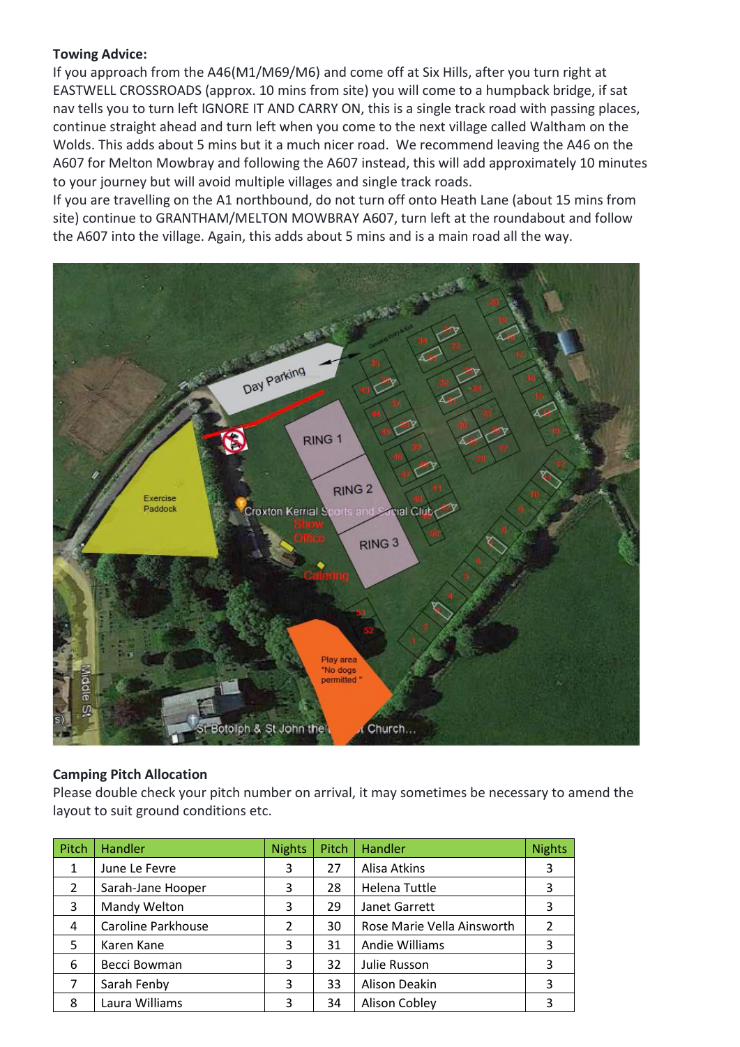**Towing Advice:**

If you approach from the A46(M1/M69/M6) and come off at Six Hills, after you turn right at EASTWELL CROSSROADS (approx. 10 mins from site) you will come to a humpback bridge, if sat nav tells you to turn left IGNORE IT AND CARRY ON, this is a single track road with passing places, continue straight ahead and turn left when you come to the next village called Waltham on the Wolds. This adds about 5 mins but it a much nicer road. We recommend leaving the A46 on the A607 for Melton Mowbray and following the A607 instead, this will add approximately 10 minutes to your journey but will avoid multiple villages and single track roads.

If you are travelling on the A1 northbound, do not turn off onto Heath Lane (about 15 mins from site) continue to GRANTHAM/MELTON MOWBRAY A607, turn left at the roundabout and follow the A607 into the village. Again, this adds about 5 mins and is a main road all the way.

**Camping Pitch Allocation**

Please double check your pitch number on arrival, it may sometimes be necessary to amend the layout to suit ground conditions etc.

| Pitch | Handler | Nights | Pitch | Handler | Nights |
|---|---|---|---|---|---|
| 1 | June Le Fevre | 3 | 27 | Alisa Atkins | 3 |
| 2 | Sarah-Jane Hooper | 3 | 28 | Helena Tuttle | 3 |
| 3 | Mandy Welton | 3 | 29 | Janet Garrett | 3 |
| 4 | Caroline Parkhouse | 2 | 30 | Rose Marie Vella Ainsworth | 2 |
| 5 | Karen Kane | 3 | 31 | Andie Williams | 3 |
| 6 | Becci Bowman | 3 | 32 | Julie Russon | 3 |
| 7 | Sarah Fenby | 3 | 33 | Alison Deakin | 3 |
| 8 | Laura Williams | 3 | 34 | Alison Cobley | 3 |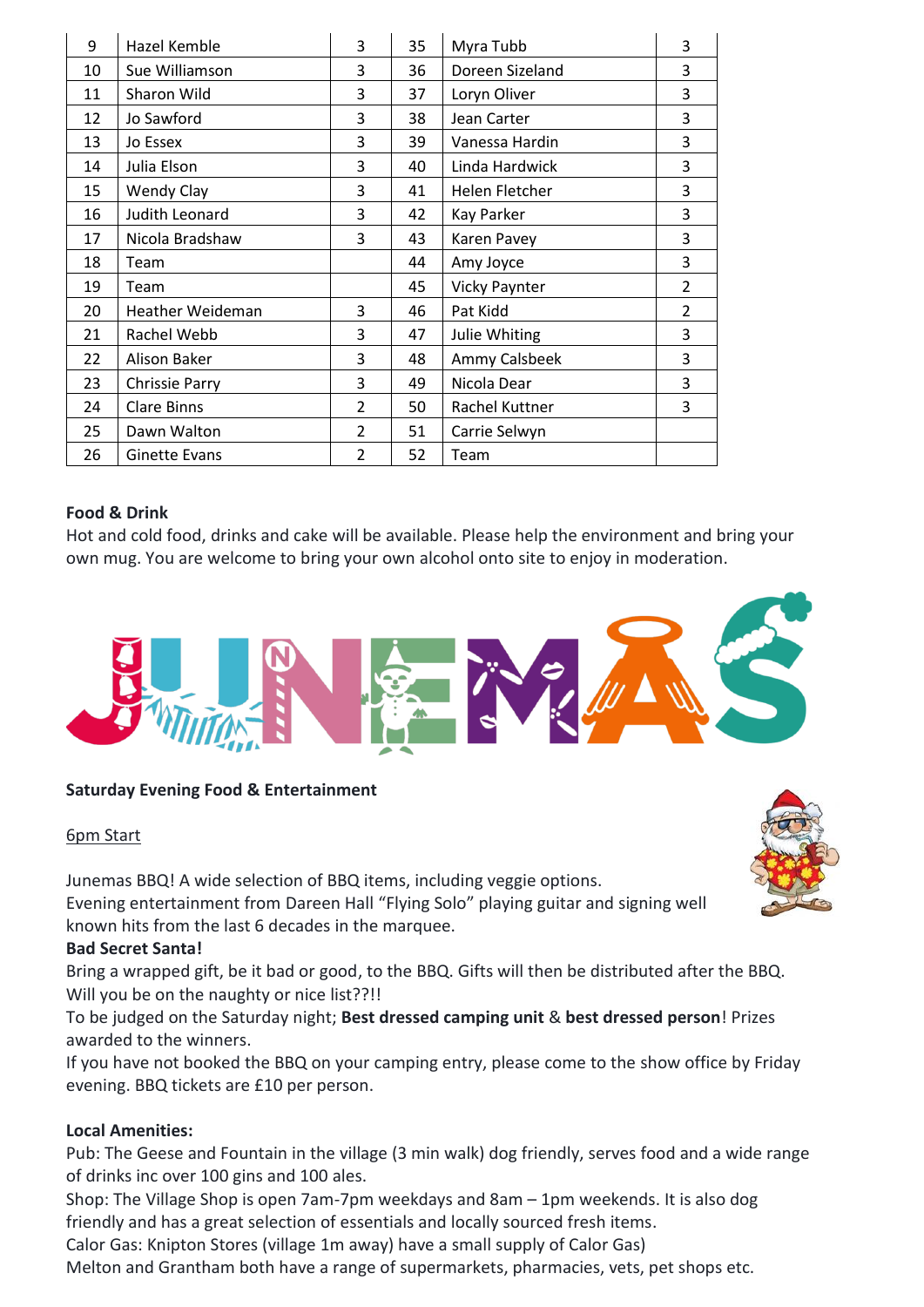| 9 | Hazel Kemble | 3 | 35 | Myra Tubb | 3 |
|---|---|---|---|---|---|
| 10 | Sue Williamson | 3 | 36 | Doreen Sizeland | 3 |
| 11 | Sharon Wild | 3 | 37 | Loryn Oliver | 3 |
| 12 | Jo Sawford | 3 | 38 | Jean Carter | 3 |
| 13 | Jo Essex | 3 | 39 | Vanessa Hardin | 3 |
| 14 | Julia Elson | 3 | 40 | Linda Hardwick | 3 |
| 15 | Wendy Clay | 3 | 41 | Helen Fletcher | 3 |
| 16 | Judith Leonard | 3 | 42 | Kay Parker | 3 |
| 17 | Nicola Bradshaw | 3 | 43 | Karen Pavey | 3 |
| 18 | Team | | 44 | Amy Joyce | 3 |
| 19 | Team | | 45 | Vicky Paynter | 2 |
| 20 | Heather Weideman | 3 | 46 | Pat Kidd | 2 |
| 21 | Rachel Webb | 3 | 47 | Julie Whiting | 3 |
| 22 | Alison Baker | 3 | 48 | Ammy Calsbeek | 3 |
| 23 | Chrissie Parry | 3 | 49 | Nicola Dear | 3 |
| 24 | Clare Binns | 2 | 50 | Rachel Kuttner | 3 |
| 25 | Dawn Walton | 2 | 51 | Carrie Selwyn | |
| 26 | Ginette Evans | 2 | 52 | Team | |

**Food & Drink**

Hot and cold food, drinks and cake will be available. Please help the environment and bring your own mug. You are welcome to bring your own alcohol onto site to enjoy in moderation.

JUNEMAS

**Saturday Evening Food & Entertainment**

6pm Start

Junemas BBQ! A wide selection of BBQ items, including veggie options.
Evening entertainment from Dareen Hall "Flying Solo" playing guitar and signing well known hits from the last 6 decades in the marquee.

**Bad Secret Santa!**

Bring a wrapped gift, be it bad or good, to the BBQ. Gifts will then be distributed after the BBQ. Will you be on the naughty or nice list??!!

To be judged on the Saturday night; **Best dressed camping unit** & **best dressed person**! Prizes awarded to the winners.

If you have not booked the BBQ on your camping entry, please come to the show office by Friday evening. BBQ tickets are £10 per person.

**Local Amenities:**

Pub: The Geese and Fountain in the village (3 min walk) dog friendly, serves food and a wide range of drinks inc over 100 gins and 100 ales.

Shop: The Village Shop is open 7am-7pm weekdays and 8am – 1pm weekends. It is also dog friendly and has a great selection of essentials and locally sourced fresh items.

Calor Gas: Knipton Stores (village 1m away) have a small supply of Calor Gas)

Melton and Grantham both have a range of supermarkets, pharmacies, vets, pet shops etc.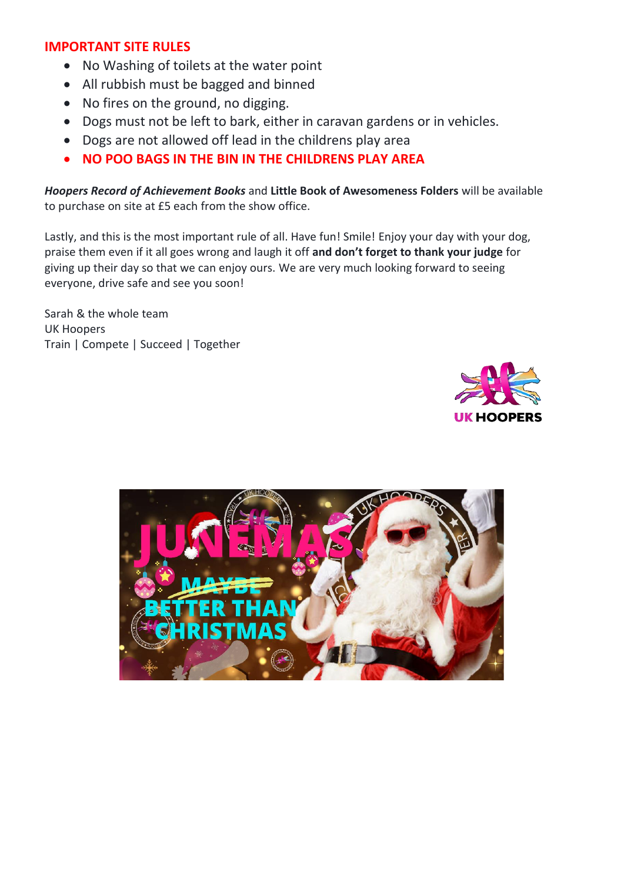## IMPORTANT SITE RULES

- No Washing of toilets at the water point
- All rubbish must be bagged and binned
- No fires on the ground, no digging.
- Dogs must not be left to bark, either in caravan gardens or in vehicles.
- Dogs are not allowed off lead in the childrens play area
- **NO POO BAGS IN THE BIN IN THE CHILDRENS PLAY AREA**

***Hoopers Record of Achievement Books*** and **Little Book of Awesomeness Folders** will be available to purchase on site at £5 each from the show office.

Lastly, and this is the most important rule of all. Have fun! Smile! Enjoy your day with your dog, praise them even if it all goes wrong and laugh it off **and don't forget to thank your judge** for giving up their day so that we can enjoy ours. We are very much looking forward to seeing everyone, drive safe and see you soon!

Sarah & the whole team
UK Hoopers
Train | Compete | Succeed | Together